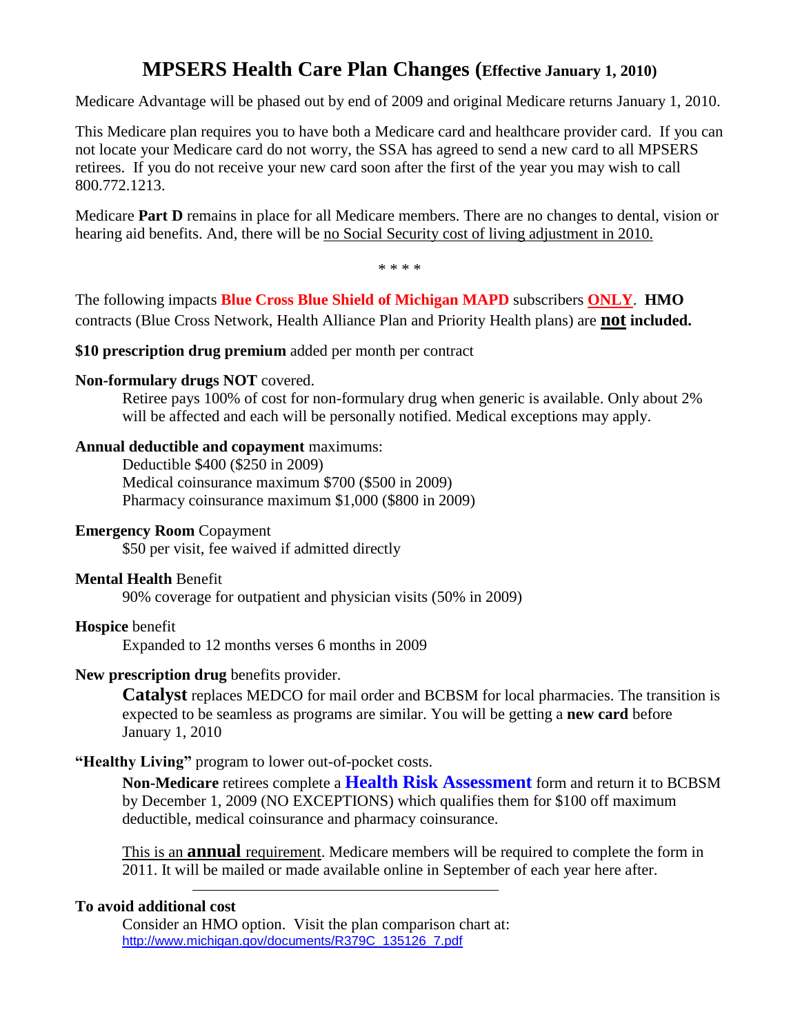# MPSERS Health Care Plan Changes (Effective January 1, 2010)

Medicare Advantage will be phased out by end of 2009 and original Medicare returns January 1, 2010.

This Medicare plan requires you to have both a Medicare card and healthcare provider card. If you can not locate your Medicare card do not worry, the SSA has agreed to send a new card to all MPSERS retirees. If you do not receive your new card soon after the first of the year you may wish to call 800.772.1213.

Medicare **Part D** remains in place for all Medicare members. There are no changes to dental, vision or hearing aid benefits. And, there will be no Social Security cost of living adjustment in 2010.

\* \* \* \*

The following impacts **Blue Cross Blue Shield of Michigan MAPD** subscribers **ONLY**. **HMO** contracts (Blue Cross Network, Health Alliance Plan and Priority Health plans) are **not included.**

**$10 prescription drug premium** added per month per contract

**Non-formulary drugs NOT** covered.

Retiree pays 100% of cost for non-formulary drug when generic is available. Only about 2% will be affected and each will be personally notified. Medical exceptions may apply.

**Annual deductible and copayment** maximums:

Deductible $400 ($250 in 2009)
Medical coinsurance maximum $700 ($500 in 2009)
Pharmacy coinsurance maximum $1,000 ($800 in 2009)

**Emergency Room** Copayment

$50 per visit, fee waived if admitted directly

**Mental Health** Benefit

90% coverage for outpatient and physician visits (50% in 2009)

**Hospice** benefit

Expanded to 12 months verses 6 months in 2009

**New prescription drug** benefits provider.

**Catalyst** replaces MEDCO for mail order and BCBSM for local pharmacies. The transition is expected to be seamless as programs are similar. You will be getting a **new card** before January 1, 2010

**"Healthy Living"** program to lower out-of-pocket costs.

**Non-Medicare** retirees complete a **Health Risk Assessment** form and return it to BCBSM by December 1, 2009 (NO EXCEPTIONS) which qualifies them for $100 off maximum deductible, medical coinsurance and pharmacy coinsurance.

This is an **annual** requirement. Medicare members will be required to complete the form in 2011. It will be mailed or made available online in September of each year here after.

---

**To avoid additional cost**

Consider an HMO option. Visit the plan comparison chart at:
http://www.michigan.gov/documents/R379C_135126_7.pdf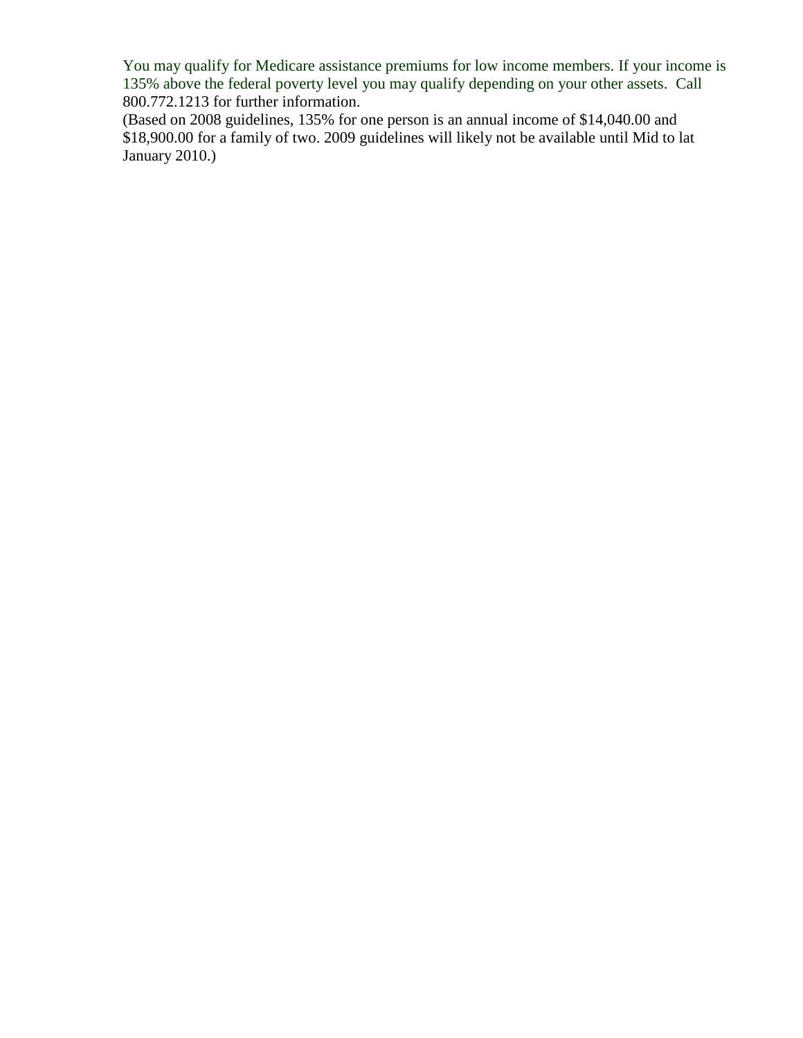You may qualify for Medicare assistance premiums for low income members. If your income is 135% above the federal poverty level you may qualify depending on your other assets. Call 800.772.1213 for further information.
(Based on 2008 guidelines, 135% for one person is an annual income of $14,040.00 and $18,900.00 for a family of two. 2009 guidelines will likely not be available until Mid to lat January 2010.)